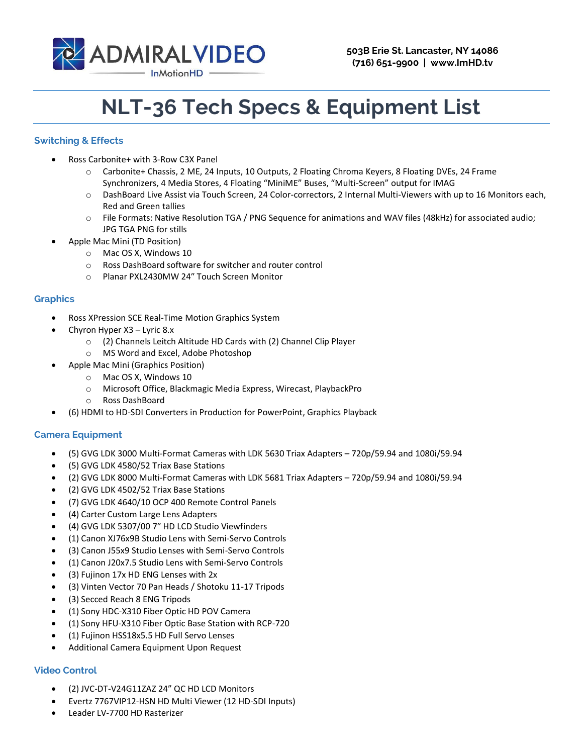ADMIRALVIDEO
InMotionHD

**503B Erie St. Lancaster, NY 14086**
**(716) 651-9900 | www.ImHD.tv**

# NLT-36 Tech Specs & Equipment List

## Switching & Effects

- Ross Carbonite+ with 3-Row C3X Panel
  - Carbonite+ Chassis, 2 ME, 24 Inputs, 10 Outputs, 2 Floating Chroma Keyers, 8 Floating DVEs, 24 Frame Synchronizers, 4 Media Stores, 4 Floating "MiniME" Buses, "Multi-Screen" output for IMAG
  - DashBoard Live Assist via Touch Screen, 24 Color-correctors, 2 Internal Multi-Viewers with up to 16 Monitors each, Red and Green tallies
  - File Formats: Native Resolution TGA / PNG Sequence for animations and WAV files (48kHz) for associated audio; JPG TGA PNG for stills
- Apple Mac Mini (TD Position)
  - Mac OS X, Windows 10
  - Ross DashBoard software for switcher and router control
  - Planar PXL2430MW 24" Touch Screen Monitor

## Graphics

- Ross XPression SCE Real-Time Motion Graphics System
- Chyron Hyper X3 – Lyric 8.x
  - (2) Channels Leitch Altitude HD Cards with (2) Channel Clip Player
  - MS Word and Excel, Adobe Photoshop
- Apple Mac Mini (Graphics Position)
  - Mac OS X, Windows 10
  - Microsoft Office, Blackmagic Media Express, Wirecast, PlaybackPro
  - Ross DashBoard
- (6) HDMI to HD-SDI Converters in Production for PowerPoint, Graphics Playback

## Camera Equipment

- (5) GVG LDK 3000 Multi-Format Cameras with LDK 5630 Triax Adapters – 720p/59.94 and 1080i/59.94
- (5) GVG LDK 4580/52 Triax Base Stations
- (2) GVG LDK 8000 Multi-Format Cameras with LDK 5681 Triax Adapters – 720p/59.94 and 1080i/59.94
- (2) GVG LDK 4502/52 Triax Base Stations
- (7) GVG LDK 4640/10 OCP 400 Remote Control Panels
- (4) Carter Custom Large Lens Adapters
- (4) GVG LDK 5307/00 7" HD LCD Studio Viewfinders
- (1) Canon XJ76x9B Studio Lens with Semi-Servo Controls
- (3) Canon J55x9 Studio Lenses with Semi-Servo Controls
- (1) Canon J20x7.5 Studio Lens with Semi-Servo Controls
- (3) Fujinon 17x HD ENG Lenses with 2x
- (3) Vinten Vector 70 Pan Heads / Shotoku 11-17 Tripods
- (3) Secced Reach 8 ENG Tripods
- (1) Sony HDC-X310 Fiber Optic HD POV Camera
- (1) Sony HFU-X310 Fiber Optic Base Station with RCP-720
- (1) Fujinon HSS18x5.5 HD Full Servo Lenses
- Additional Camera Equipment Upon Request

## Video Control

- (2) JVC-DT-V24G11ZAZ 24" QC HD LCD Monitors
- Evertz 7767VIP12-HSN HD Multi Viewer (12 HD-SDI Inputs)
- Leader LV-7700 HD Rasterizer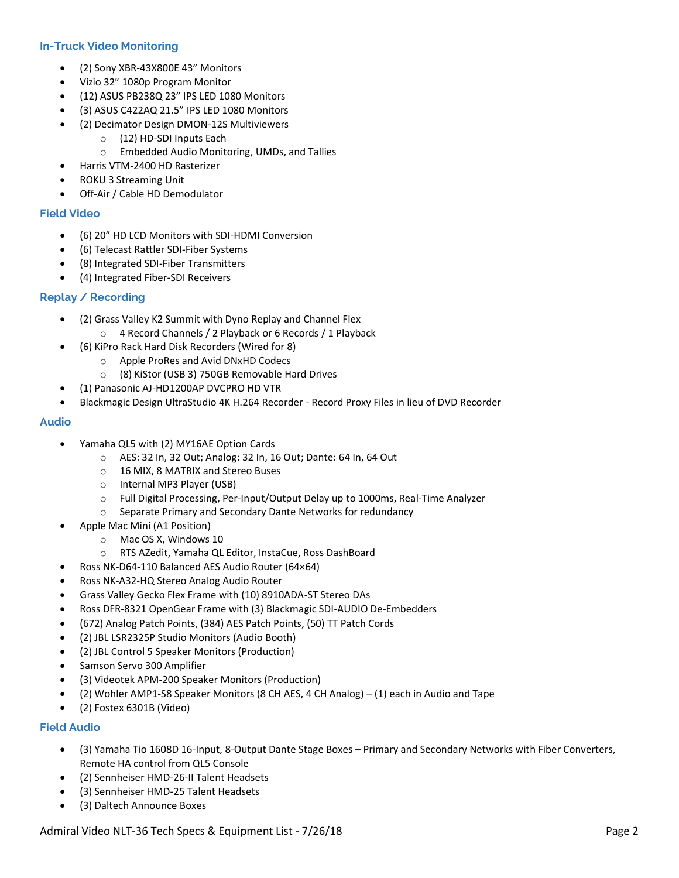## In-Truck Video Monitoring

- (2) Sony XBR-43X800E 43" Monitors
- Vizio 32" 1080p Program Monitor
- (12) ASUS PB238Q 23" IPS LED 1080 Monitors
- (3) ASUS C422AQ 21.5" IPS LED 1080 Monitors
- (2) Decimator Design DMON-12S Multiviewers
  - (12) HD-SDI Inputs Each
  - Embedded Audio Monitoring, UMDs, and Tallies
- Harris VTM-2400 HD Rasterizer
- ROKU 3 Streaming Unit
- Off-Air / Cable HD Demodulator

## Field Video

- (6) 20" HD LCD Monitors with SDI-HDMI Conversion
- (6) Telecast Rattler SDI-Fiber Systems
- (8) Integrated SDI-Fiber Transmitters
- (4) Integrated Fiber-SDI Receivers

## Replay / Recording

- (2) Grass Valley K2 Summit with Dyno Replay and Channel Flex
  - 4 Record Channels / 2 Playback or 6 Records / 1 Playback
- (6) KiPro Rack Hard Disk Recorders (Wired for 8)
  - Apple ProRes and Avid DNxHD Codecs
  - (8) KiStor (USB 3) 750GB Removable Hard Drives
- (1) Panasonic AJ-HD1200AP DVCPRO HD VTR
- Blackmagic Design UltraStudio 4K H.264 Recorder - Record Proxy Files in lieu of DVD Recorder

## Audio

- Yamaha QL5 with (2) MY16AE Option Cards
  - AES: 32 In, 32 Out; Analog: 32 In, 16 Out; Dante: 64 In, 64 Out
  - 16 MIX, 8 MATRIX and Stereo Buses
  - Internal MP3 Player (USB)
  - Full Digital Processing, Per-Input/Output Delay up to 1000ms, Real-Time Analyzer
  - Separate Primary and Secondary Dante Networks for redundancy
- Apple Mac Mini (A1 Position)
  - Mac OS X, Windows 10
  - RTS AZedit, Yamaha QL Editor, InstaCue, Ross DashBoard
- Ross NK-D64-110 Balanced AES Audio Router (64×64)
- Ross NK-A32-HQ Stereo Analog Audio Router
- Grass Valley Gecko Flex Frame with (10) 8910ADA-ST Stereo DAs
- Ross DFR-8321 OpenGear Frame with (3) Blackmagic SDI-AUDIO De-Embedders
- (672) Analog Patch Points, (384) AES Patch Points, (50) TT Patch Cords
- (2) JBL LSR2325P Studio Monitors (Audio Booth)
- (2) JBL Control 5 Speaker Monitors (Production)
- Samson Servo 300 Amplifier
- (3) Videotek APM-200 Speaker Monitors (Production)
- (2) Wohler AMP1-S8 Speaker Monitors (8 CH AES, 4 CH Analog) – (1) each in Audio and Tape
- (2) Fostex 6301B (Video)

## Field Audio

- (3) Yamaha Tio 1608D 16-Input, 8-Output Dante Stage Boxes – Primary and Secondary Networks with Fiber Converters, Remote HA control from QL5 Console
- (2) Sennheiser HMD-26-II Talent Headsets
- (3) Sennheiser HMD-25 Talent Headsets
- (3) Daltech Announce Boxes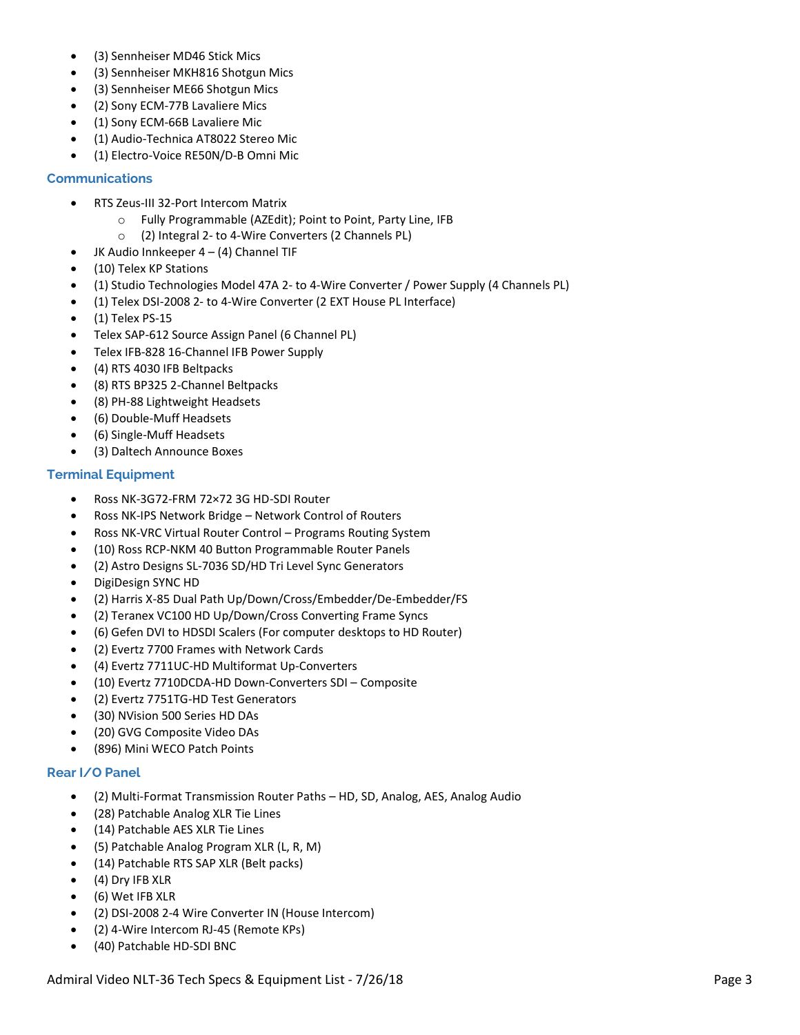- (3) Sennheiser MD46 Stick Mics
- (3) Sennheiser MKH816 Shotgun Mics
- (3) Sennheiser ME66 Shotgun Mics
- (2) Sony ECM-77B Lavaliere Mics
- (1) Sony ECM-66B Lavaliere Mic
- (1) Audio-Technica AT8022 Stereo Mic
- (1) Electro-Voice RE50N/D-B Omni Mic

### Communications

- RTS Zeus-III 32-Port Intercom Matrix
  - Fully Programmable (AZEdit); Point to Point, Party Line, IFB
  - (2) Integral 2- to 4-Wire Converters (2 Channels PL)
- JK Audio Innkeeper 4 – (4) Channel TIF
- (10) Telex KP Stations
- (1) Studio Technologies Model 47A 2- to 4-Wire Converter / Power Supply (4 Channels PL)
- (1) Telex DSI-2008 2- to 4-Wire Converter (2 EXT House PL Interface)
- (1) Telex PS-15
- Telex SAP-612 Source Assign Panel (6 Channel PL)
- Telex IFB-828 16-Channel IFB Power Supply
- (4) RTS 4030 IFB Beltpacks
- (8) RTS BP325 2-Channel Beltpacks
- (8) PH-88 Lightweight Headsets
- (6) Double-Muff Headsets
- (6) Single-Muff Headsets
- (3) Daltech Announce Boxes

### Terminal Equipment

- Ross NK-3G72-FRM 72×72 3G HD-SDI Router
- Ross NK-IPS Network Bridge – Network Control of Routers
- Ross NK-VRC Virtual Router Control – Programs Routing System
- (10) Ross RCP-NKM 40 Button Programmable Router Panels
- (2) Astro Designs SL-7036 SD/HD Tri Level Sync Generators
- DigiDesign SYNC HD
- (2) Harris X-85 Dual Path Up/Down/Cross/Embedder/De-Embedder/FS
- (2) Teranex VC100 HD Up/Down/Cross Converting Frame Syncs
- (6) Gefen DVI to HDSDI Scalers (For computer desktops to HD Router)
- (2) Evertz 7700 Frames with Network Cards
- (4) Evertz 7711UC-HD Multiformat Up-Converters
- (10) Evertz 7710DCDA-HD Down-Converters SDI – Composite
- (2) Evertz 7751TG-HD Test Generators
- (30) NVision 500 Series HD DAs
- (20) GVG Composite Video DAs
- (896) Mini WECO Patch Points

### Rear I/O Panel

- (2) Multi-Format Transmission Router Paths – HD, SD, Analog, AES, Analog Audio
- (28) Patchable Analog XLR Tie Lines
- (14) Patchable AES XLR Tie Lines
- (5) Patchable Analog Program XLR (L, R, M)
- (14) Patchable RTS SAP XLR (Belt packs)
- (4) Dry IFB XLR
- (6) Wet IFB XLR
- (2) DSI-2008 2-4 Wire Converter IN (House Intercom)
- (2) 4-Wire Intercom RJ-45 (Remote KPs)
- (40) Patchable HD-SDI BNC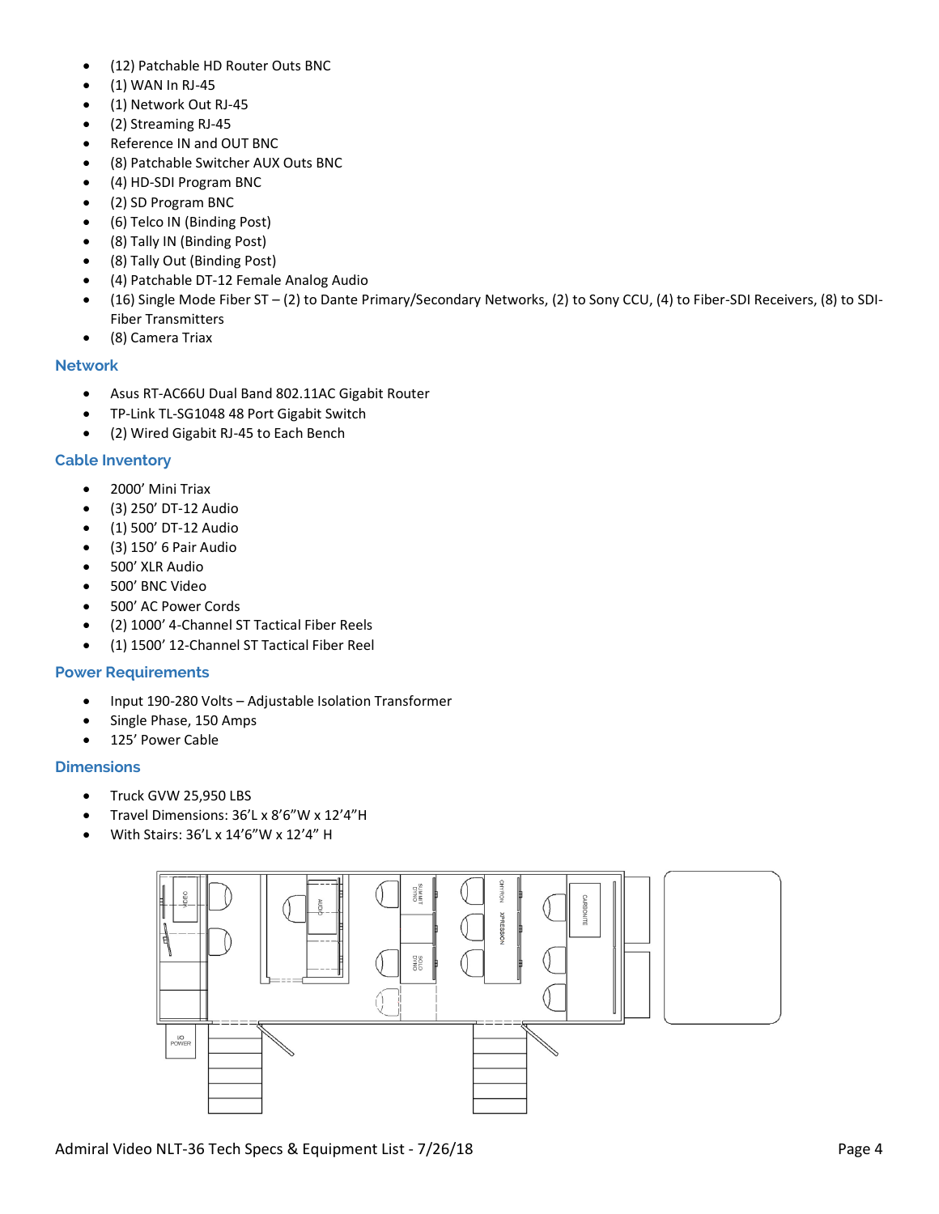- (12) Patchable HD Router Outs BNC
- (1) WAN In RJ-45
- (1) Network Out RJ-45
- (2) Streaming RJ-45
- Reference IN and OUT BNC
- (8) Patchable Switcher AUX Outs BNC
- (4) HD-SDI Program BNC
- (2) SD Program BNC
- (6) Telco IN (Binding Post)
- (8) Tally IN (Binding Post)
- (8) Tally Out (Binding Post)
- (4) Patchable DT-12 Female Analog Audio
- (16) Single Mode Fiber ST – (2) to Dante Primary/Secondary Networks, (2) to Sony CCU, (4) to Fiber-SDI Receivers, (8) to SDI-Fiber Transmitters
- (8) Camera Triax

## Network

- Asus RT-AC66U Dual Band 802.11AC Gigabit Router
- TP-Link TL-SG1048 48 Port Gigabit Switch
- (2) Wired Gigabit RJ-45 to Each Bench

## Cable Inventory

- 2000' Mini Triax
- (3) 250' DT-12 Audio
- (1) 500' DT-12 Audio
- (3) 150' 6 Pair Audio
- 500' XLR Audio
- 500' BNC Video
- 500' AC Power Cords
- (2) 1000' 4-Channel ST Tactical Fiber Reels
- (1) 1500' 12-Channel ST Tactical Fiber Reel

## Power Requirements

- Input 190-280 Volts – Adjustable Isolation Transformer
- Single Phase, 150 Amps
- 125' Power Cable

## Dimensions

- Truck GVW 25,950 LBS
- Travel Dimensions: 36'L x 8'6"W x 12'4"H
- With Stairs: 36'L x 14'6"W x 12'4" H

VIDEO
AUDIO
SUMMIT DYNO
SOLO DYNO
CHYRON XPRESSION
CARBONITE
I/O POWER